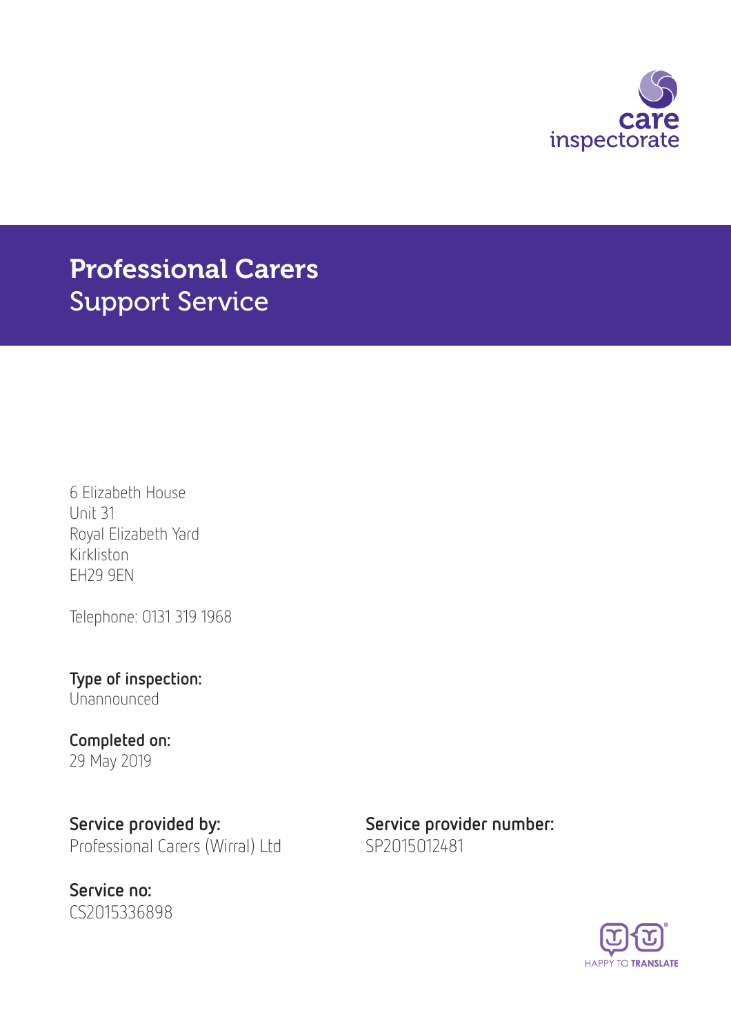# Professional Carers Support Service

6 Elizabeth House
Unit 31
Royal Elizabeth Yard
Kirkliston
EH29 9EN

Telephone: 0131 319 1968

**Type of inspection:**
Unannounced

**Completed on:**
29 May 2019

**Service provided by:**
Professional Carers (Wirral) Ltd

**Service provider number:**
SP2015012481

**Service no:**
CS2015336898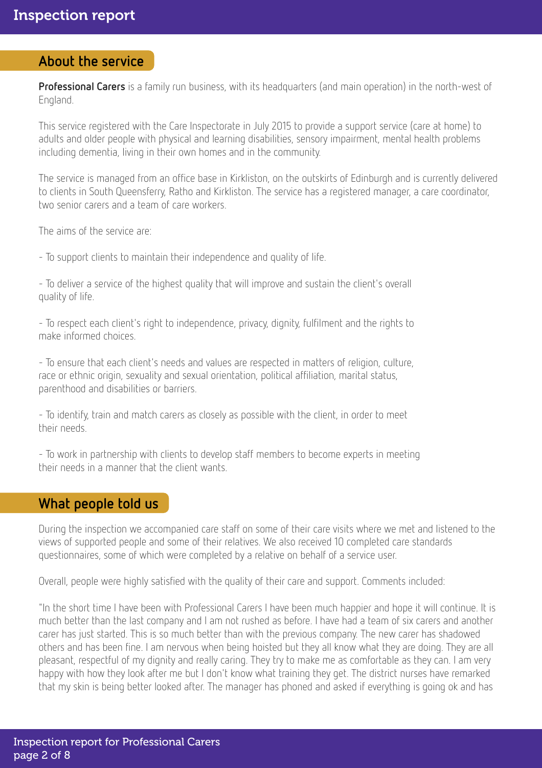## About the service

**Professional Carers** is a family run business, with its headquarters (and main operation) in the north-west of England.

This service registered with the Care Inspectorate in July 2015 to provide a support service (care at home) to adults and older people with physical and learning disabilities, sensory impairment, mental health problems including dementia, living in their own homes and in the community.

The service is managed from an office base in Kirkliston, on the outskirts of Edinburgh and is currently delivered to clients in South Queensferry, Ratho and Kirkliston. The service has a registered manager, a care coordinator, two senior carers and a team of care workers.

The aims of the service are:

- To support clients to maintain their independence and quality of life.

- To deliver a service of the highest quality that will improve and sustain the client's overall quality of life.

- To respect each client's right to independence, privacy, dignity, fulfilment and the rights to make informed choices.

- To ensure that each client's needs and values are respected in matters of religion, culture, race or ethnic origin, sexuality and sexual orientation, political affiliation, marital status, parenthood and disabilities or barriers.

- To identify, train and match carers as closely as possible with the client, in order to meet their needs.

- To work in partnership with clients to develop staff members to become experts in meeting their needs in a manner that the client wants.

## What people told us

During the inspection we accompanied care staff on some of their care visits where we met and listened to the views of supported people and some of their relatives. We also received 10 completed care standards questionnaires, some of which were completed by a relative on behalf of a service user.

Overall, people were highly satisfied with the quality of their care and support. Comments included:

"In the short time I have been with Professional Carers I have been much happier and hope it will continue. It is much better than the last company and I am not rushed as before. I have had a team of six carers and another carer has just started. This is so much better than with the previous company. The new carer has shadowed others and has been fine. I am nervous when being hoisted but they all know what they are doing. They are all pleasant, respectful of my dignity and really caring. They try to make me as comfortable as they can. I am very happy with how they look after me but I don't know what training they get. The district nurses have remarked that my skin is being better looked after. The manager has phoned and asked if everything is going ok and has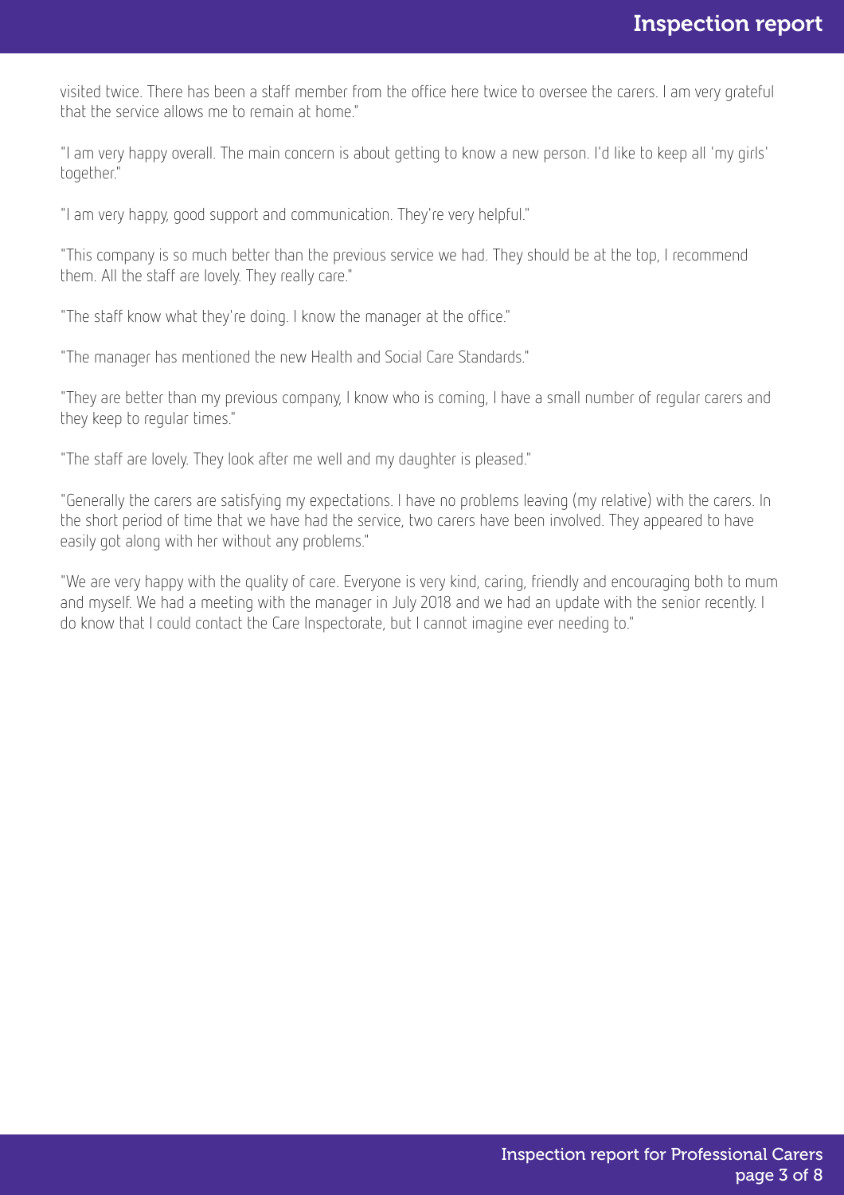visited twice. There has been a staff member from the office here twice to oversee the carers. I am very grateful that the service allows me to remain at home."

"I am very happy overall. The main concern is about getting to know a new person. I'd like to keep all 'my girls' together."

"I am very happy, good support and communication. They're very helpful."

"This company is so much better than the previous service we had. They should be at the top, I recommend them. All the staff are lovely. They really care."

"The staff know what they're doing. I know the manager at the office."

"The manager has mentioned the new Health and Social Care Standards."

"They are better than my previous company, I know who is coming, I have a small number of regular carers and they keep to regular times."

"The staff are lovely. They look after me well and my daughter is pleased."

"Generally the carers are satisfying my expectations. I have no problems leaving (my relative) with the carers. In the short period of time that we have had the service, two carers have been involved. They appeared to have easily got along with her without any problems."

"We are very happy with the quality of care. Everyone is very kind, caring, friendly and encouraging both to mum and myself. We had a meeting with the manager in July 2018 and we had an update with the senior recently. I do know that I could contact the Care Inspectorate, but I cannot imagine ever needing to."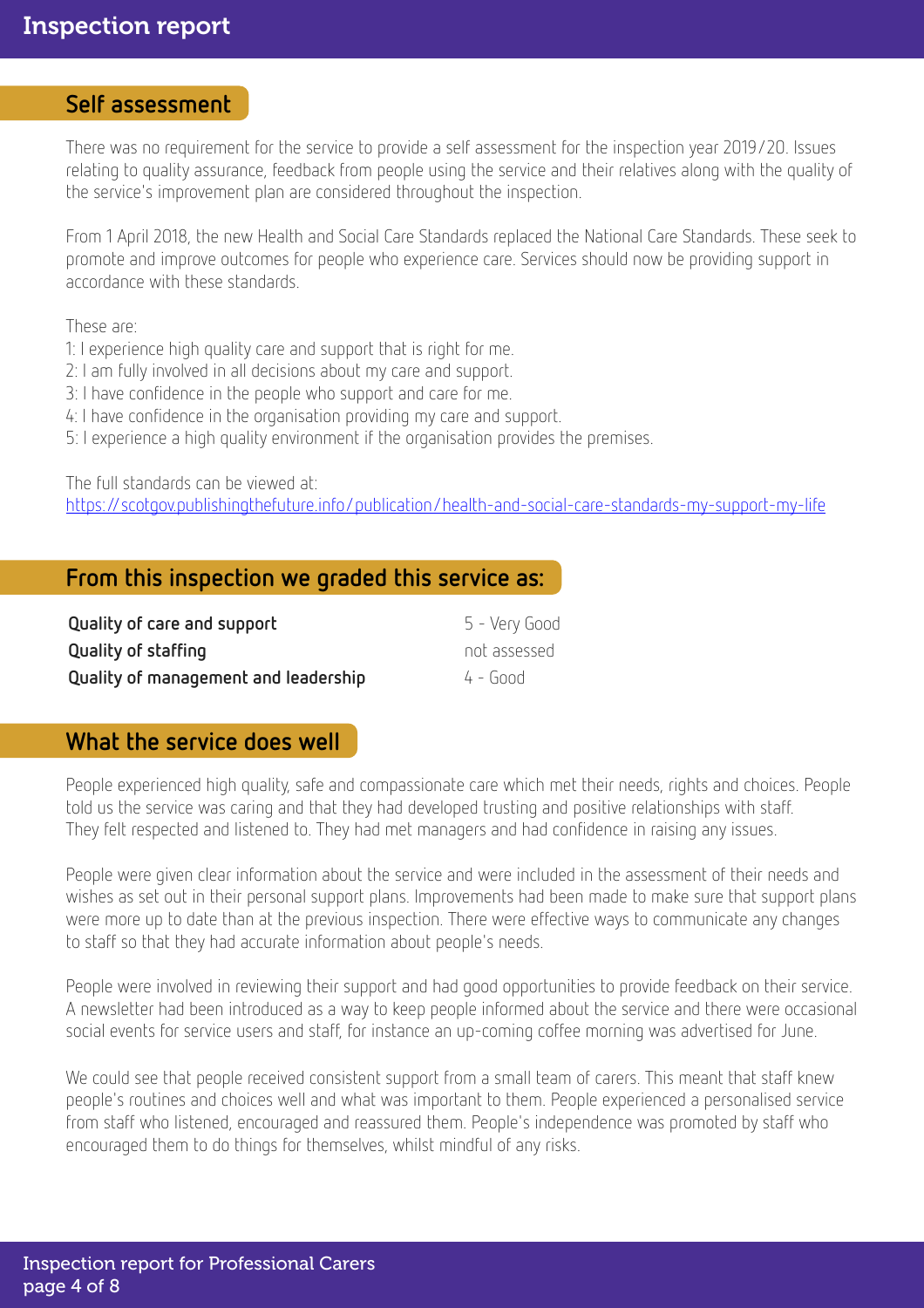## Self assessment

There was no requirement for the service to provide a self assessment for the inspection year 2019/20. Issues relating to quality assurance, feedback from people using the service and their relatives along with the quality of the service's improvement plan are considered throughout the inspection.

From 1 April 2018, the new Health and Social Care Standards replaced the National Care Standards. These seek to promote and improve outcomes for people who experience care. Services should now be providing support in accordance with these standards.

These are:
1: I experience high quality care and support that is right for me.
2: I am fully involved in all decisions about my care and support.
3: I have confidence in the people who support and care for me.
4: I have confidence in the organisation providing my care and support.
5: I experience a high quality environment if the organisation provides the premises.

The full standards can be viewed at:
https://scotgov.publishingthefuture.info/publication/health-and-social-care-standards-my-support-my-life

## From this inspection we graded this service as:

| | |
|---|---|
| **Quality of care and support** | 5 - Very Good |
| **Quality of staffing** | not assessed |
| **Quality of management and leadership** | 4 - Good |

## What the service does well

People experienced high quality, safe and compassionate care which met their needs, rights and choices. People told us the service was caring and that they had developed trusting and positive relationships with staff. They felt respected and listened to. They had met managers and had confidence in raising any issues.

People were given clear information about the service and were included in the assessment of their needs and wishes as set out in their personal support plans. Improvements had been made to make sure that support plans were more up to date than at the previous inspection. There were effective ways to communicate any changes to staff so that they had accurate information about people's needs.

People were involved in reviewing their support and had good opportunities to provide feedback on their service. A newsletter had been introduced as a way to keep people informed about the service and there were occasional social events for service users and staff, for instance an up-coming coffee morning was advertised for June.

We could see that people received consistent support from a small team of carers. This meant that staff knew people's routines and choices well and what was important to them. People experienced a personalised service from staff who listened, encouraged and reassured them. People's independence was promoted by staff who encouraged them to do things for themselves, whilst mindful of any risks.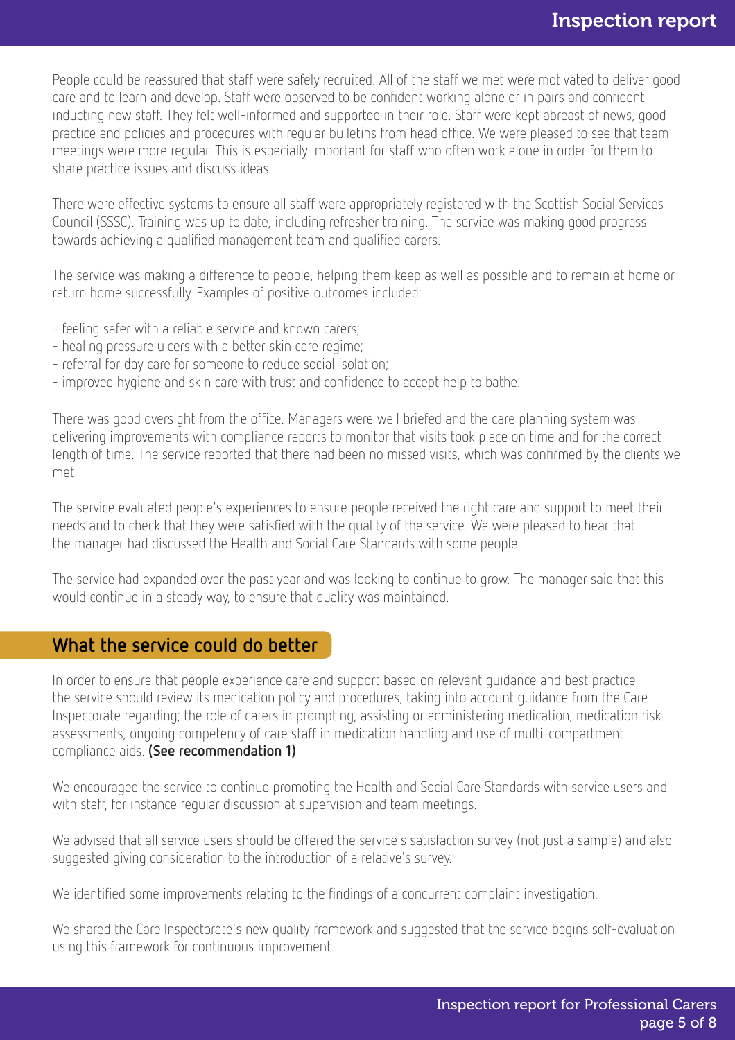People could be reassured that staff were safely recruited. All of the staff we met were motivated to deliver good care and to learn and develop. Staff were observed to be confident working alone or in pairs and confident inducting new staff. They felt well-informed and supported in their role. Staff were kept abreast of news, good practice and policies and procedures with regular bulletins from head office. We were pleased to see that team meetings were more regular. This is especially important for staff who often work alone in order for them to share practice issues and discuss ideas.

There were effective systems to ensure all staff were appropriately registered with the Scottish Social Services Council (SSSC). Training was up to date, including refresher training. The service was making good progress towards achieving a qualified management team and qualified carers.

The service was making a difference to people, helping them keep as well as possible and to remain at home or return home successfully. Examples of positive outcomes included:

- feeling safer with a reliable service and known carers;
- healing pressure ulcers with a better skin care regime;
- referral for day care for someone to reduce social isolation;
- improved hygiene and skin care with trust and confidence to accept help to bathe.

There was good oversight from the office. Managers were well briefed and the care planning system was delivering improvements with compliance reports to monitor that visits took place on time and for the correct length of time. The service reported that there had been no missed visits, which was confirmed by the clients we met.

The service evaluated people's experiences to ensure people received the right care and support to meet their needs and to check that they were satisfied with the quality of the service. We were pleased to hear that the manager had discussed the Health and Social Care Standards with some people.

The service had expanded over the past year and was looking to continue to grow. The manager said that this would continue in a steady way, to ensure that quality was maintained.

## What the service could do better

In order to ensure that people experience care and support based on relevant guidance and best practice the service should review its medication policy and procedures, taking into account guidance from the Care Inspectorate regarding; the role of carers in prompting, assisting or administering medication, medication risk assessments, ongoing competency of care staff in medication handling and use of multi-compartment compliance aids. **(See recommendation 1)**

We encouraged the service to continue promoting the Health and Social Care Standards with service users and with staff, for instance regular discussion at supervision and team meetings.

We advised that all service users should be offered the service's satisfaction survey (not just a sample) and also suggested giving consideration to the introduction of a relative's survey.

We identified some improvements relating to the findings of a concurrent complaint investigation.

We shared the Care Inspectorate's new quality framework and suggested that the service begins self-evaluation using this framework for continuous improvement.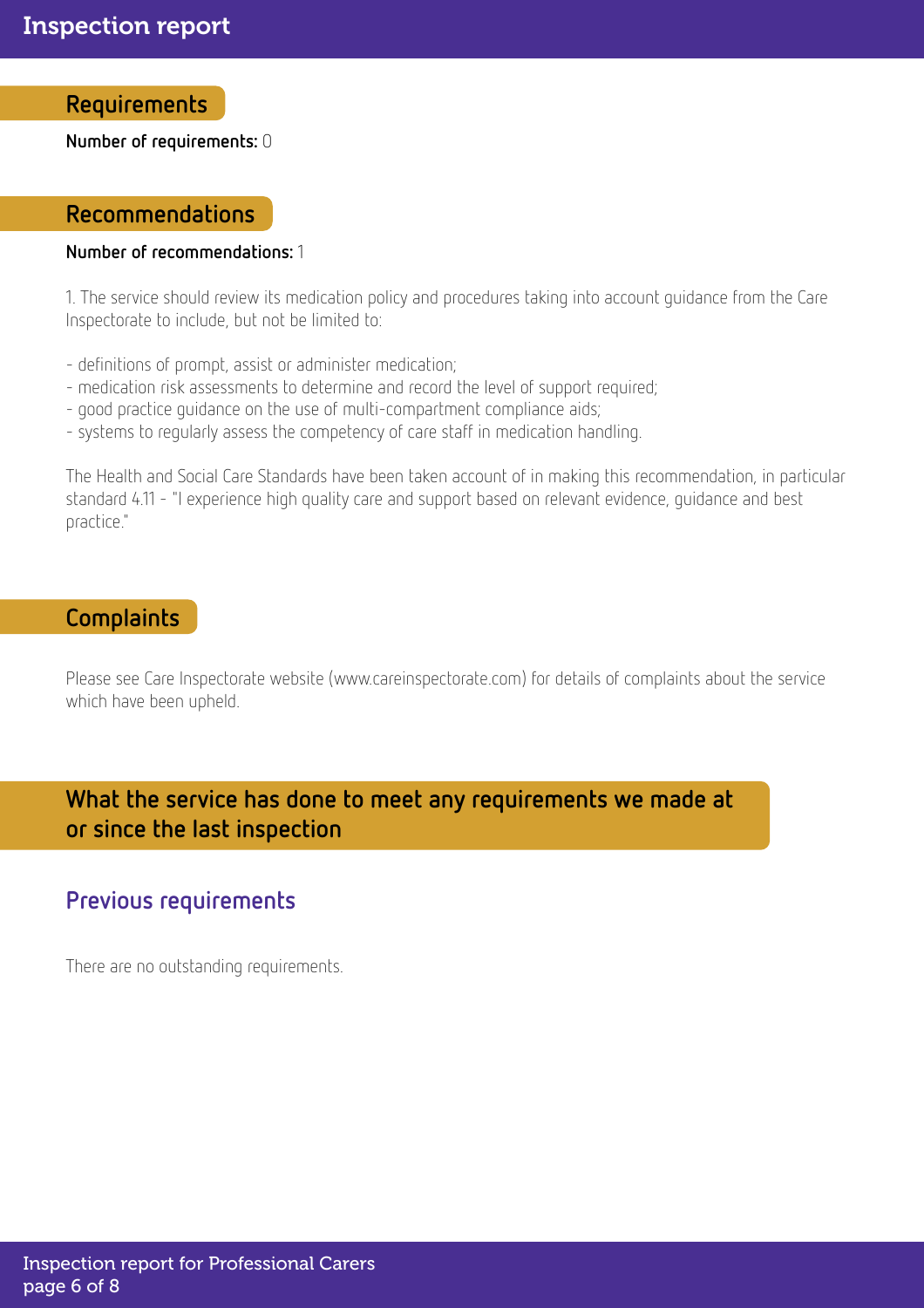## Requirements

**Number of requirements:** 0

## Recommendations

**Number of recommendations:** 1

1. The service should review its medication policy and procedures taking into account guidance from the Care Inspectorate to include, but not be limited to:

- definitions of prompt, assist or administer medication;
- medication risk assessments to determine and record the level of support required;
- good practice guidance on the use of multi-compartment compliance aids;
- systems to regularly assess the competency of care staff in medication handling.

The Health and Social Care Standards have been taken account of in making this recommendation, in particular standard 4.11 - "I experience high quality care and support based on relevant evidence, guidance and best practice."

## Complaints

Please see Care Inspectorate website (www.careinspectorate.com) for details of complaints about the service which have been upheld.

## What the service has done to meet any requirements we made at or since the last inspection

### Previous requirements

There are no outstanding requirements.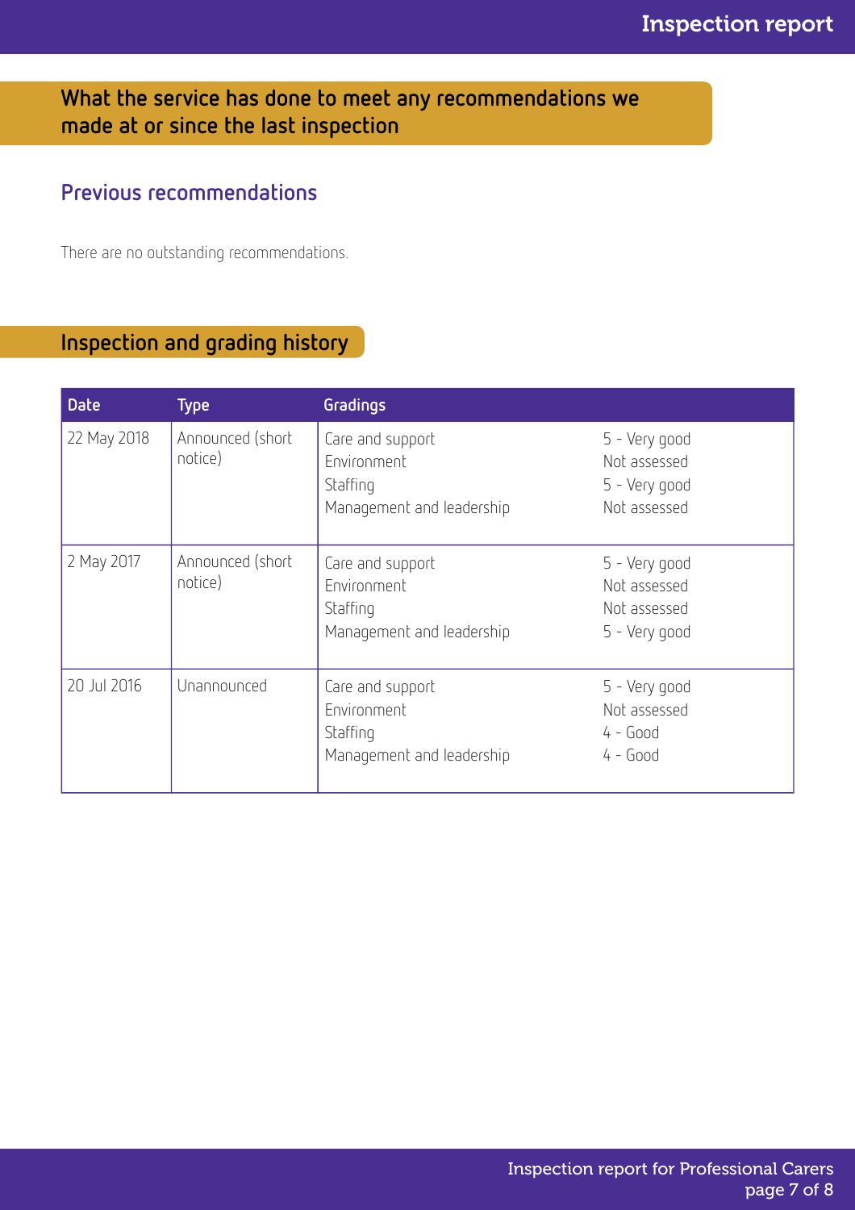## What the service has done to meet any recommendations we made at or since the last inspection

### Previous recommendations

There are no outstanding recommendations.

## Inspection and grading history

| Date | Type | Gradings | |
|---|---|---|---|
| 22 May 2018 | Announced (short notice) | Care and support<br>Environment<br>Staffing<br>Management and leadership | 5 - Very good<br>Not assessed<br>5 - Very good<br>Not assessed |
| 2 May 2017 | Announced (short notice) | Care and support<br>Environment<br>Staffing<br>Management and leadership | 5 - Very good<br>Not assessed<br>Not assessed<br>5 - Very good |
| 20 Jul 2016 | Unannounced | Care and support<br>Environment<br>Staffing<br>Management and leadership | 5 - Very good<br>Not assessed<br>4 - Good<br>4 - Good |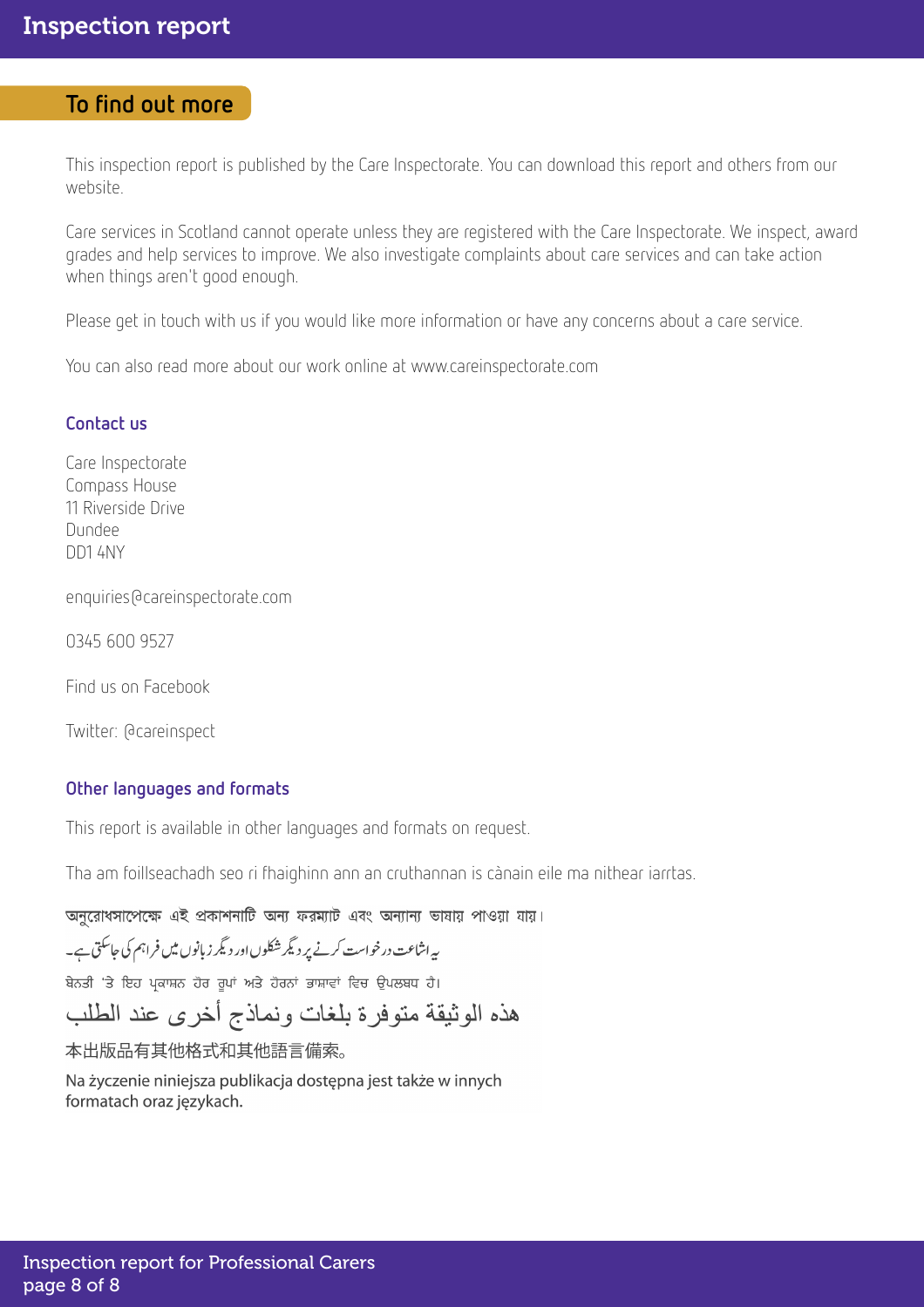## To find out more

This inspection report is published by the Care Inspectorate. You can download this report and others from our website.

Care services in Scotland cannot operate unless they are registered with the Care Inspectorate. We inspect, award grades and help services to improve. We also investigate complaints about care services and can take action when things aren't good enough.

Please get in touch with us if you would like more information or have any concerns about a care service.

You can also read more about our work online at www.careinspectorate.com

### Contact us

Care Inspectorate
Compass House
11 Riverside Drive
Dundee
DD1 4NY

enquiries@careinspectorate.com

0345 600 9527

Find us on Facebook

Twitter: @careinspect

### Other languages and formats

This report is available in other languages and formats on request.

Tha am foillseachadh seo ri fhaighinn ann an cruthannan is cànain eile ma nithear iarrtas.

অনুরোধসাপেক্ষে এই প্রকাশনাটি অন্য ফরম্যাট এবং অন্যান্য ভাষায় পাওয়া যায়।

یہ اشاعت درخواست کرنے پر دیگر شکلوں اور دیگر زبانوں میں فراہم کی جاسکتی ہے۔

ਬੇਨਤੀ 'ਤੇ ਇਹ ਪ੍ਰਕਾਸ਼ਨ ਹੋਰ ਰੂਪਾਂ ਅਤੇ ਹੋਰਨਾਂ ਭਾਸ਼ਾਵਾਂ ਵਿਚ ਉਪਲਬਧ ਹੈ।

هذه الوثيقة متوفرة بلغات ونماذج أخرى عند الطلب

本出版品有其他格式和其他語言備索。

Na życzenie niniejsza publikacja dostępna jest także w innych formatach oraz językach.